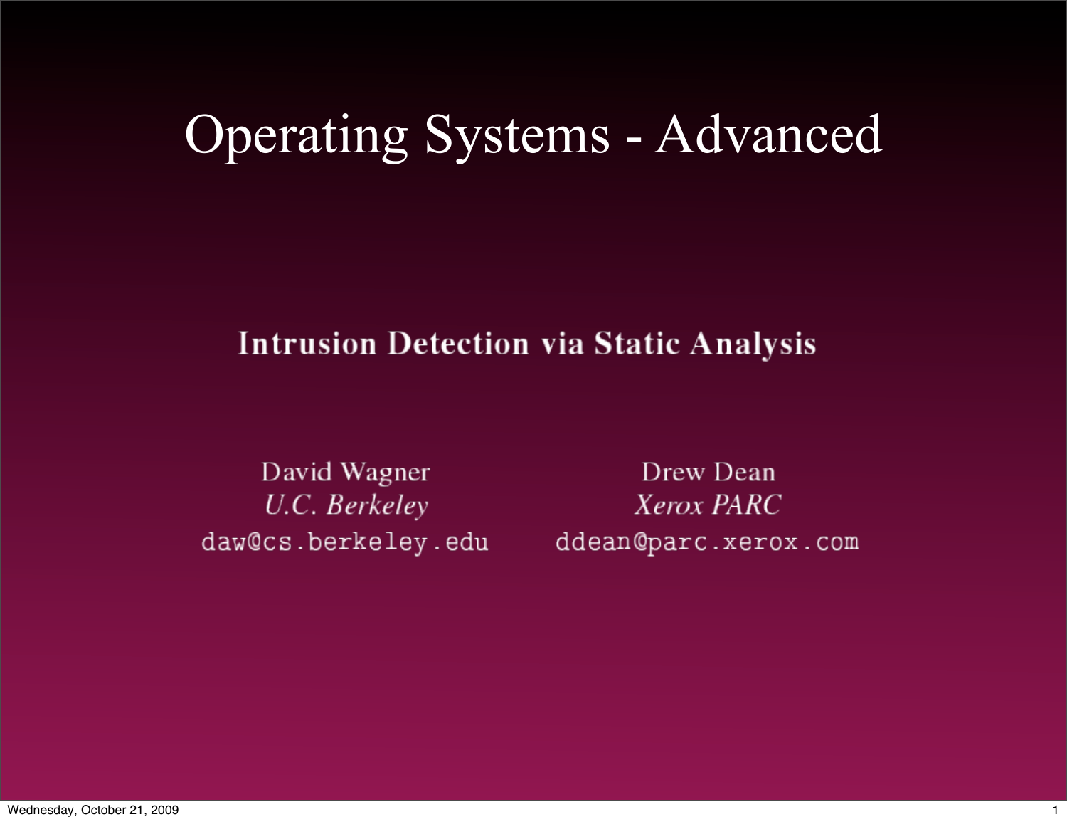# Operating Systems - Advanced

## Intrusion Detection via Static Analysis

David Wagner
*U.C. Berkeley*
daw@cs.berkeley.edu

Drew Dean
*Xerox PARC*
ddean@parc.xerox.com

Wednesday, October 21, 2009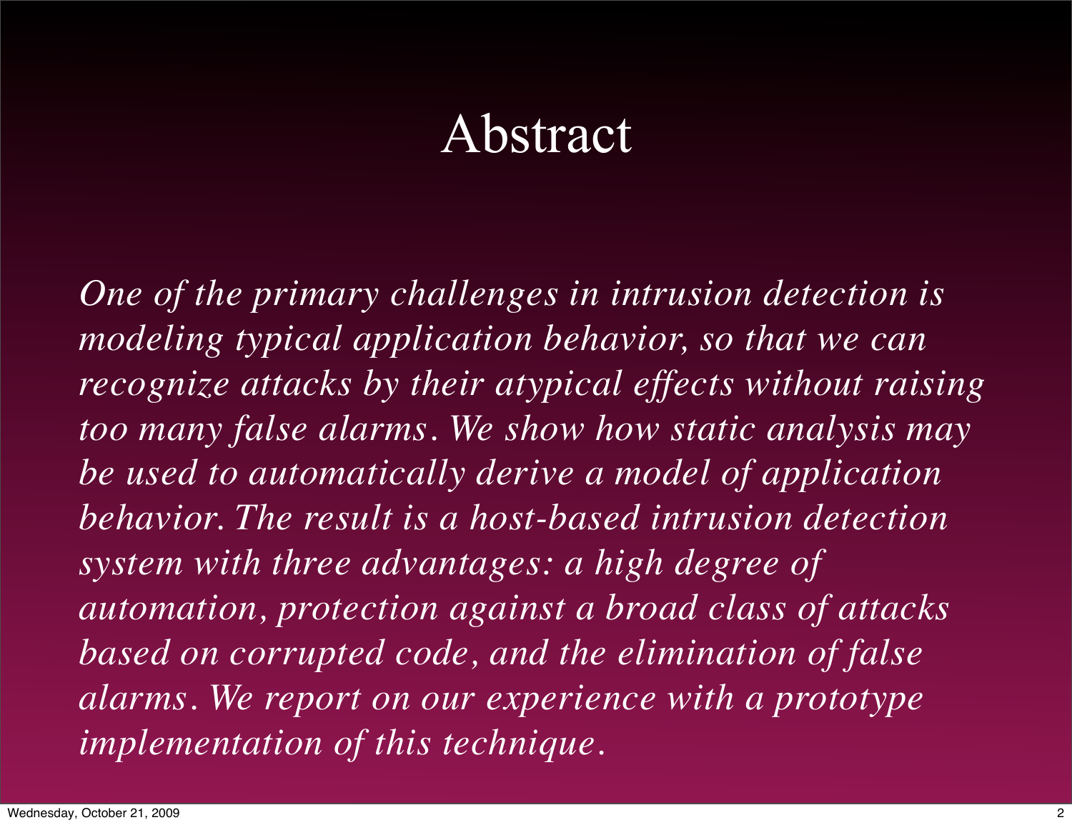# Abstract

*One of the primary challenges in intrusion detection is modeling typical application behavior, so that we can recognize attacks by their atypical effects without raising too many false alarms. We show how static analysis may be used to automatically derive a model of application behavior. The result is a host-based intrusion detection system with three advantages: a high degree of automation, protection against a broad class of attacks based on corrupted code, and the elimination of false alarms. We report on our experience with a prototype implementation of this technique.*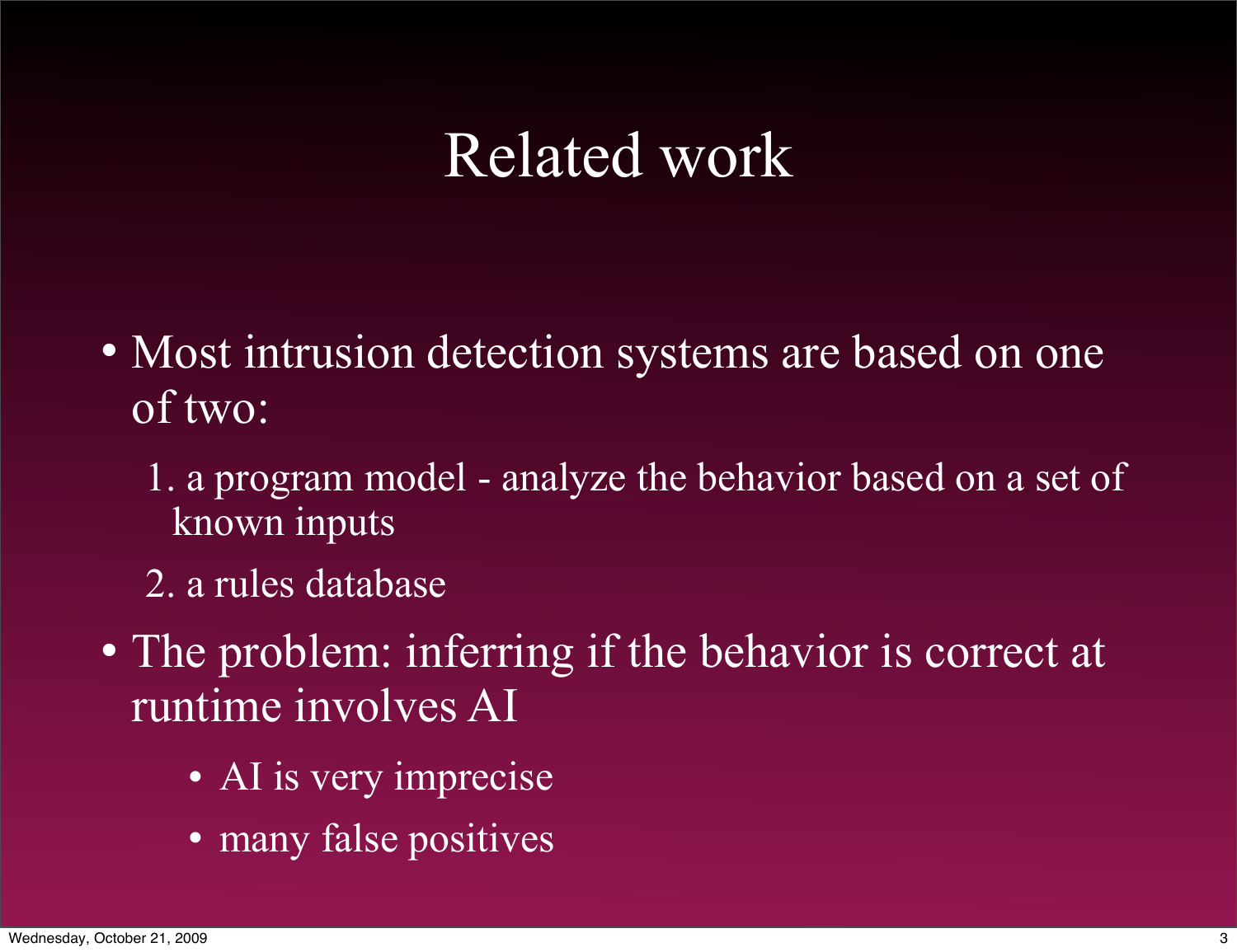# Related work

- Most intrusion detection systems are based on one of two:
  1. a program model - analyze the behavior based on a set of known inputs
  2. a rules database
- The problem: inferring if the behavior is correct at runtime involves AI
  - AI is very imprecise
  - many false positives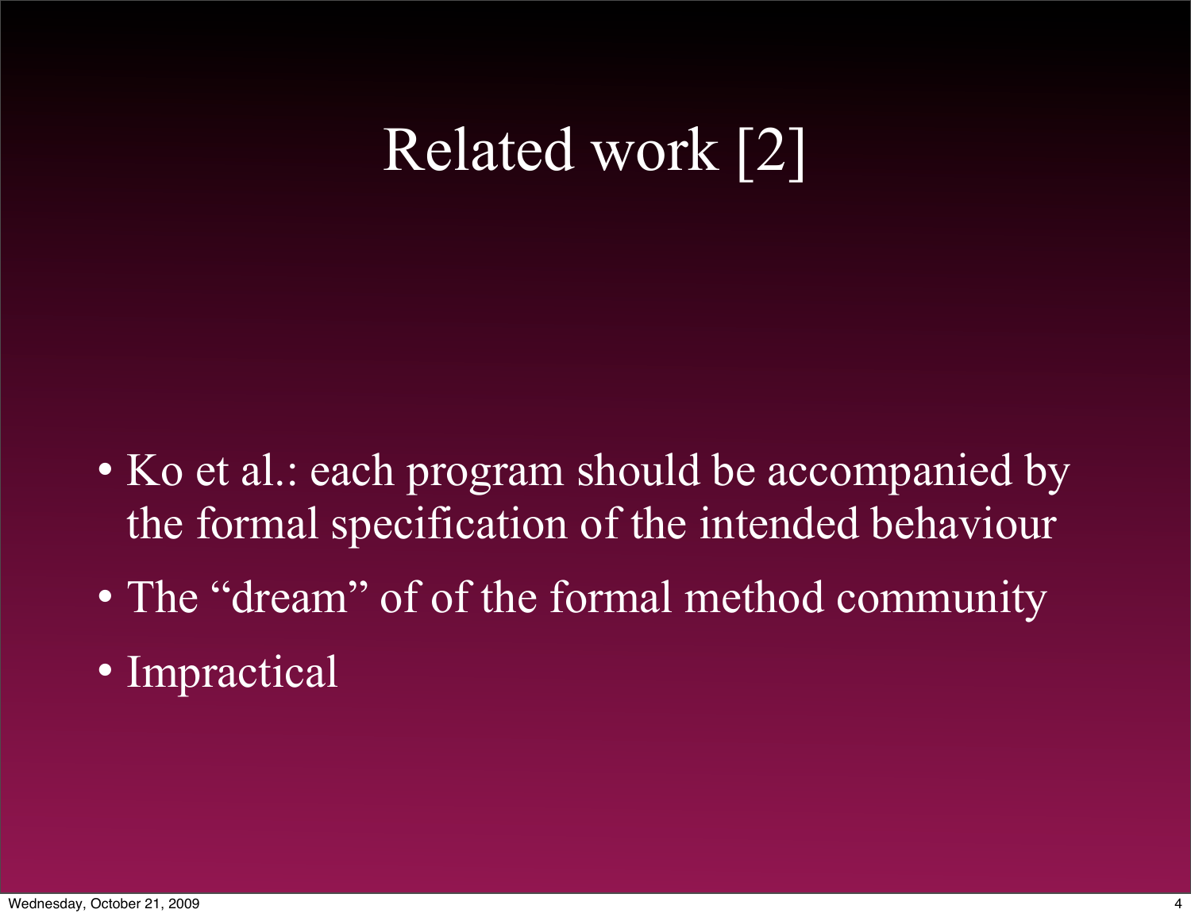# Related work [2]

- Ko et al.: each program should be accompanied by the formal specification of the intended behaviour
- The “dream” of of the formal method community
- Impractical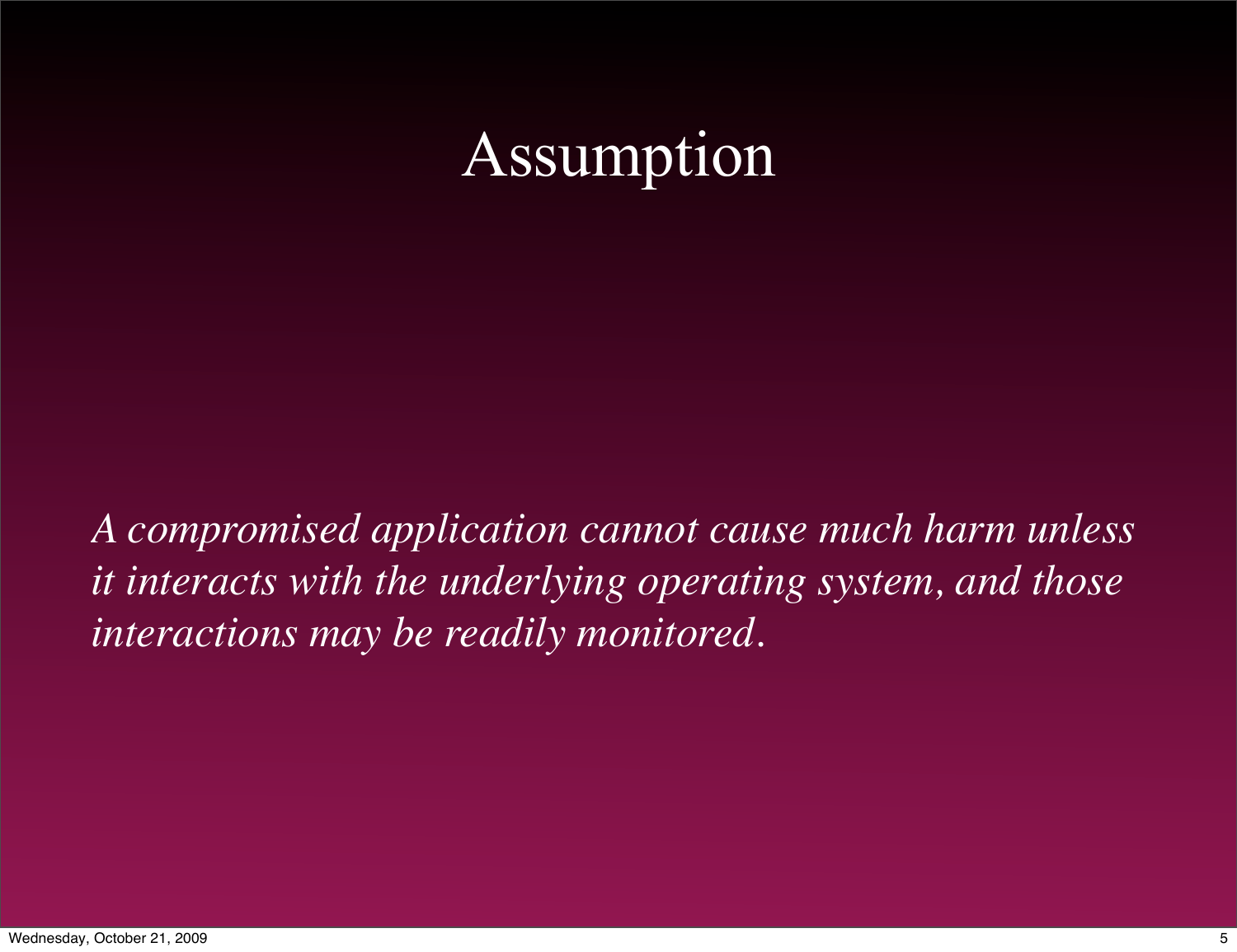# Assumption

*A compromised application cannot cause much harm unless it interacts with the underlying operating system, and those interactions may be readily monitored.*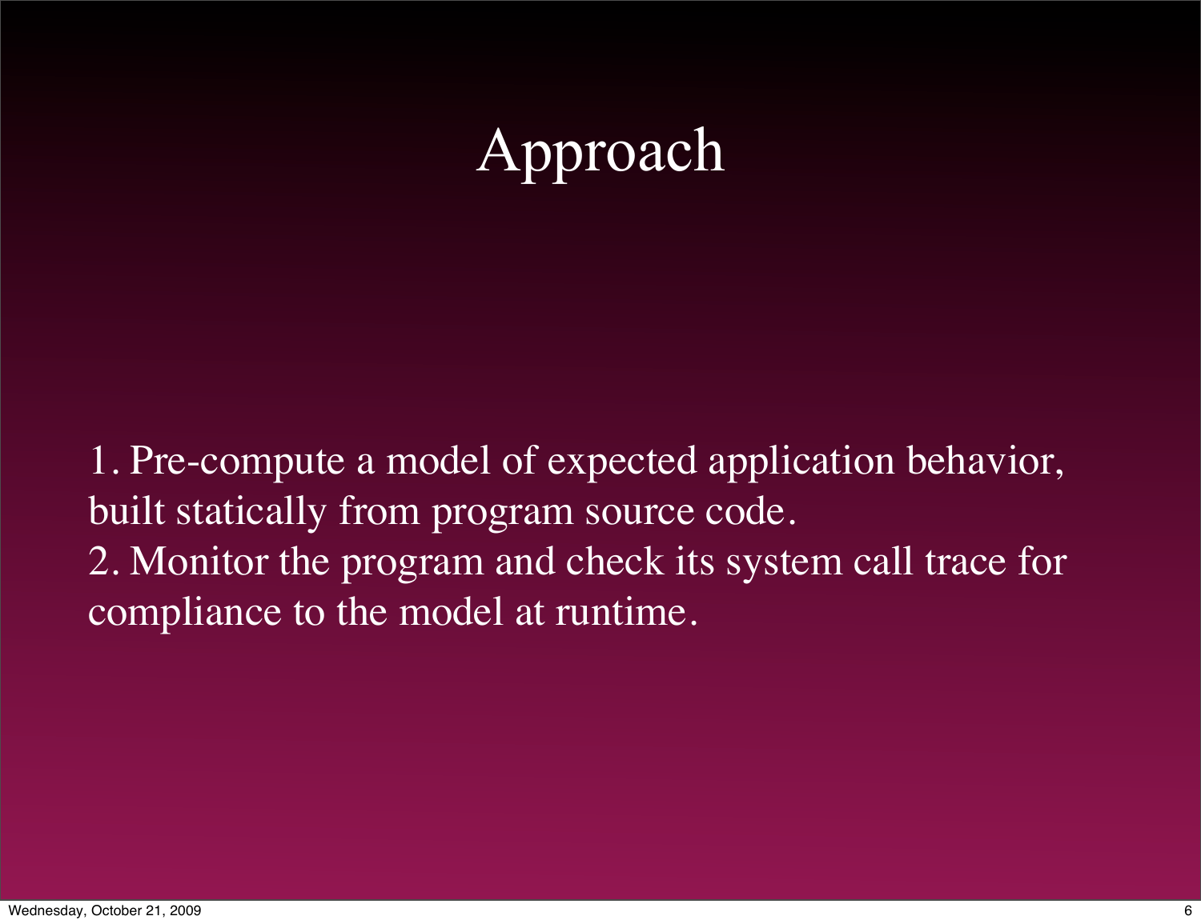# Approach

1. Pre-compute a model of expected application behavior, built statically from program source code.
2. Monitor the program and check its system call trace for compliance to the model at runtime.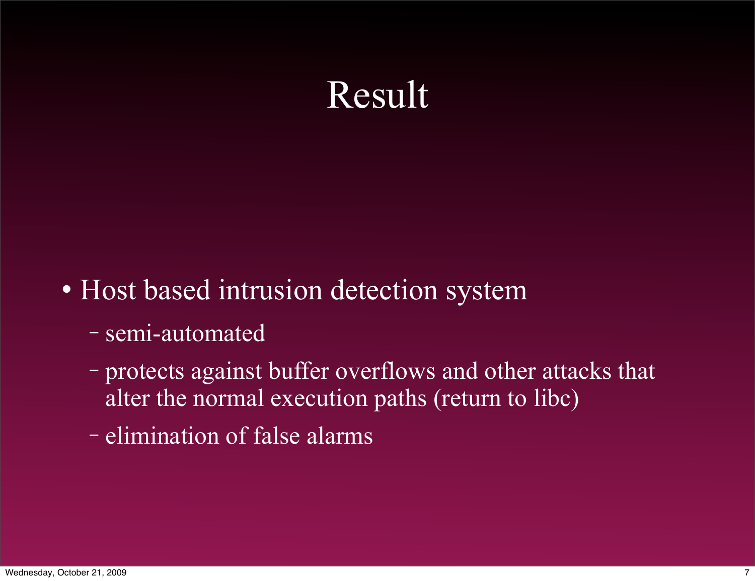# Result

- Host based intrusion detection system
  - semi-automated
  - protects against buffer overflows and other attacks that alter the normal execution paths (return to libc)
  - elimination of false alarms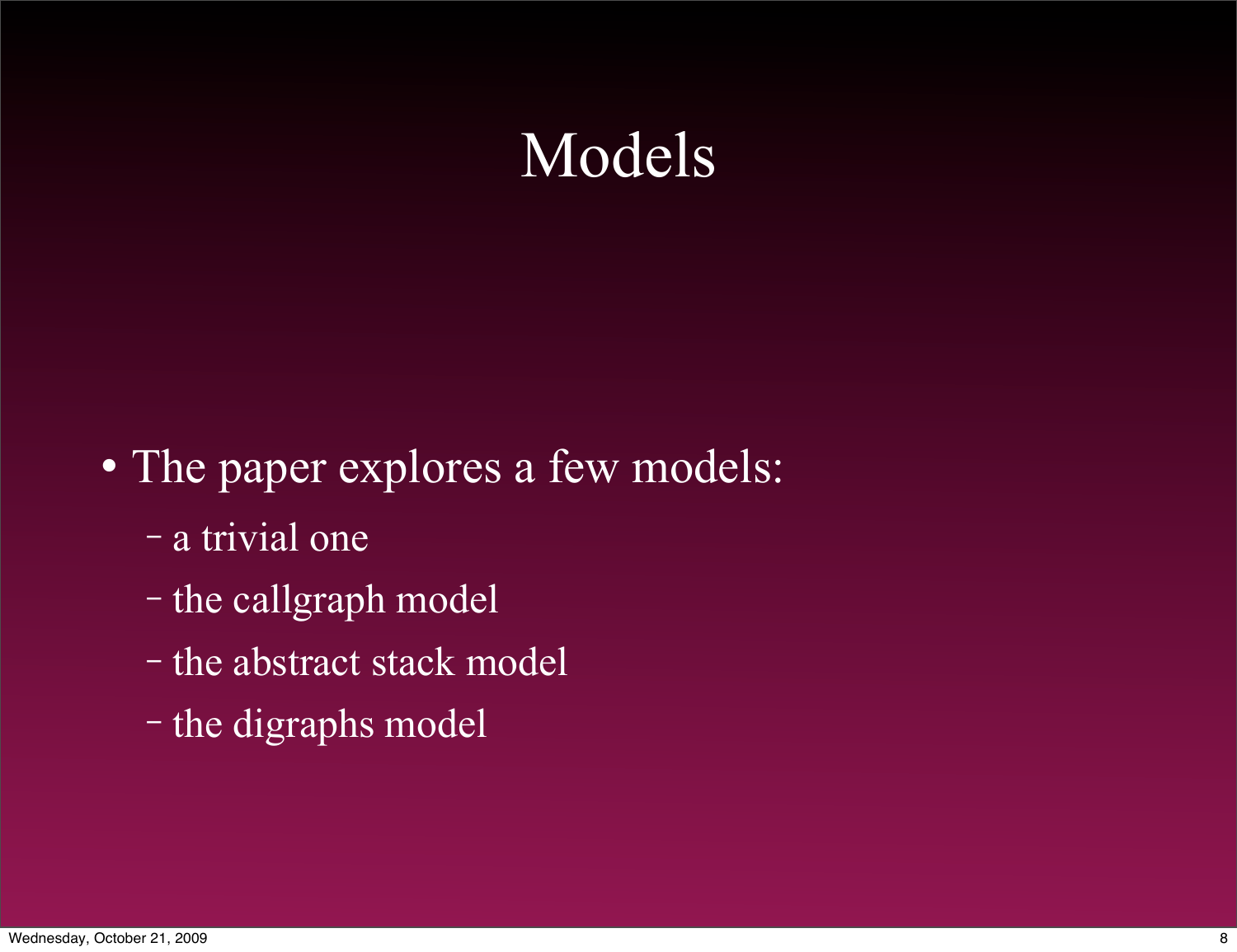# Models

- The paper explores a few models:
  - a trivial one
  - the callgraph model
  - the abstract stack model
  - the digraphs model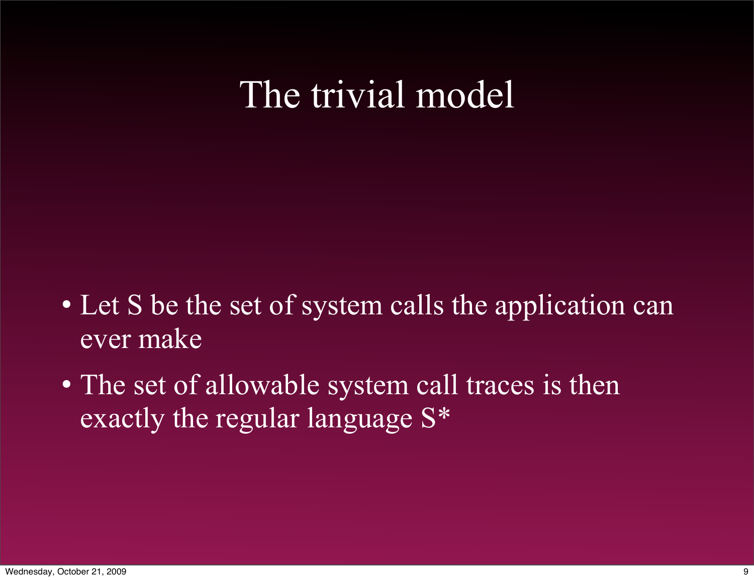# The trivial model

- Let S be the set of system calls the application can ever make
- The set of allowable system call traces is then exactly the regular language $S^*$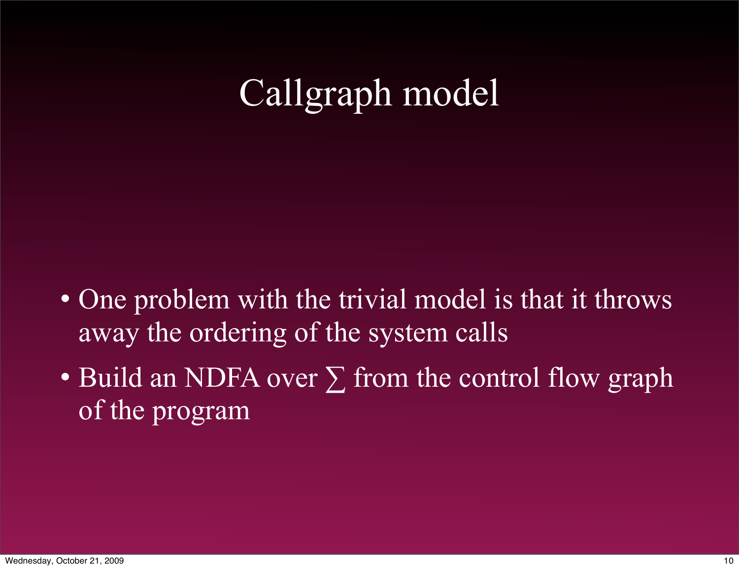# Callgraph model

- One problem with the trivial model is that it throws away the ordering of the system calls
- Build an NDFA over ∑ from the control flow graph of the program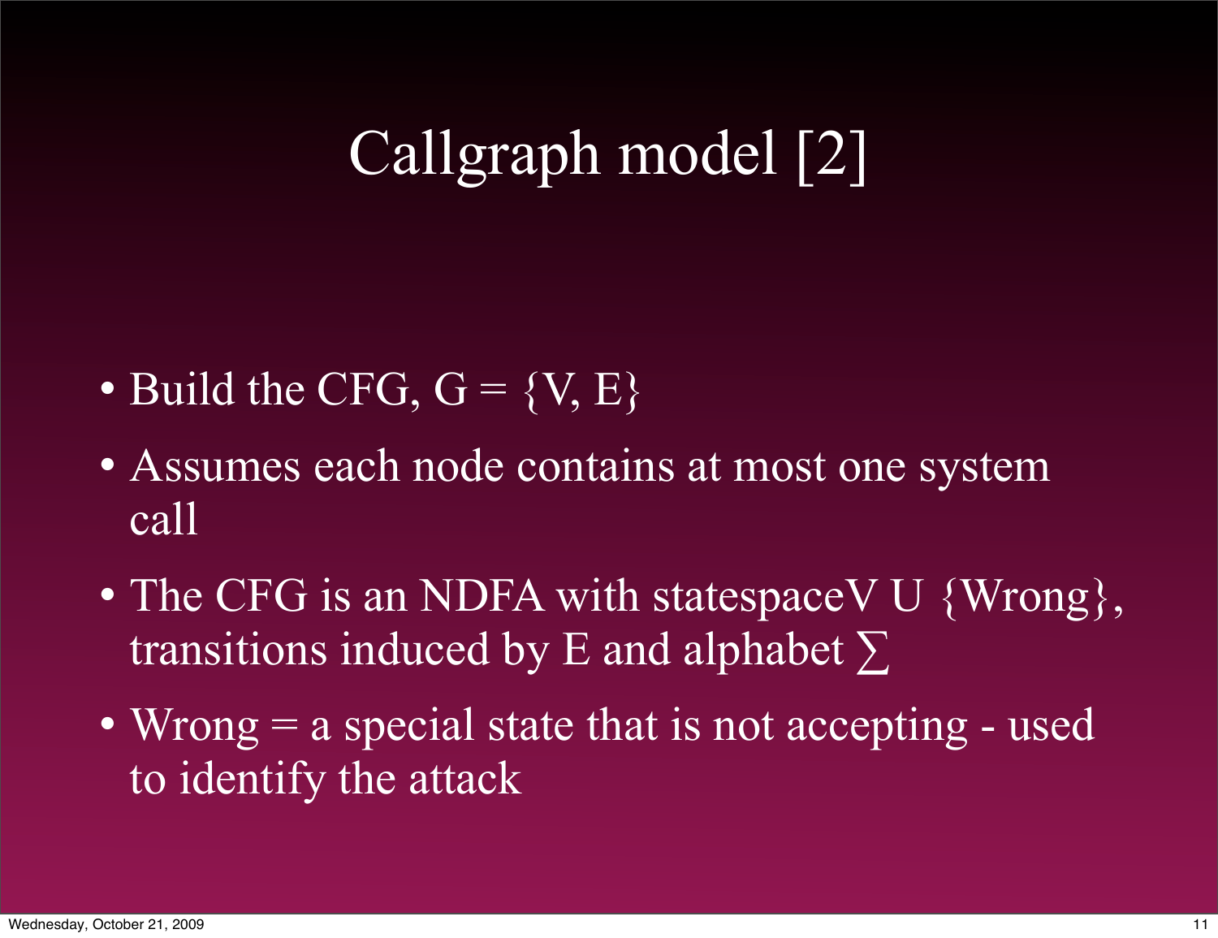# Callgraph model [2]

- Build the CFG, G = {V, E}
- Assumes each node contains at most one system call
- The CFG is an NDFA with statespaceV U {Wrong}, transitions induced by E and alphabet ∑
- Wrong = a special state that is not accepting - used to identify the attack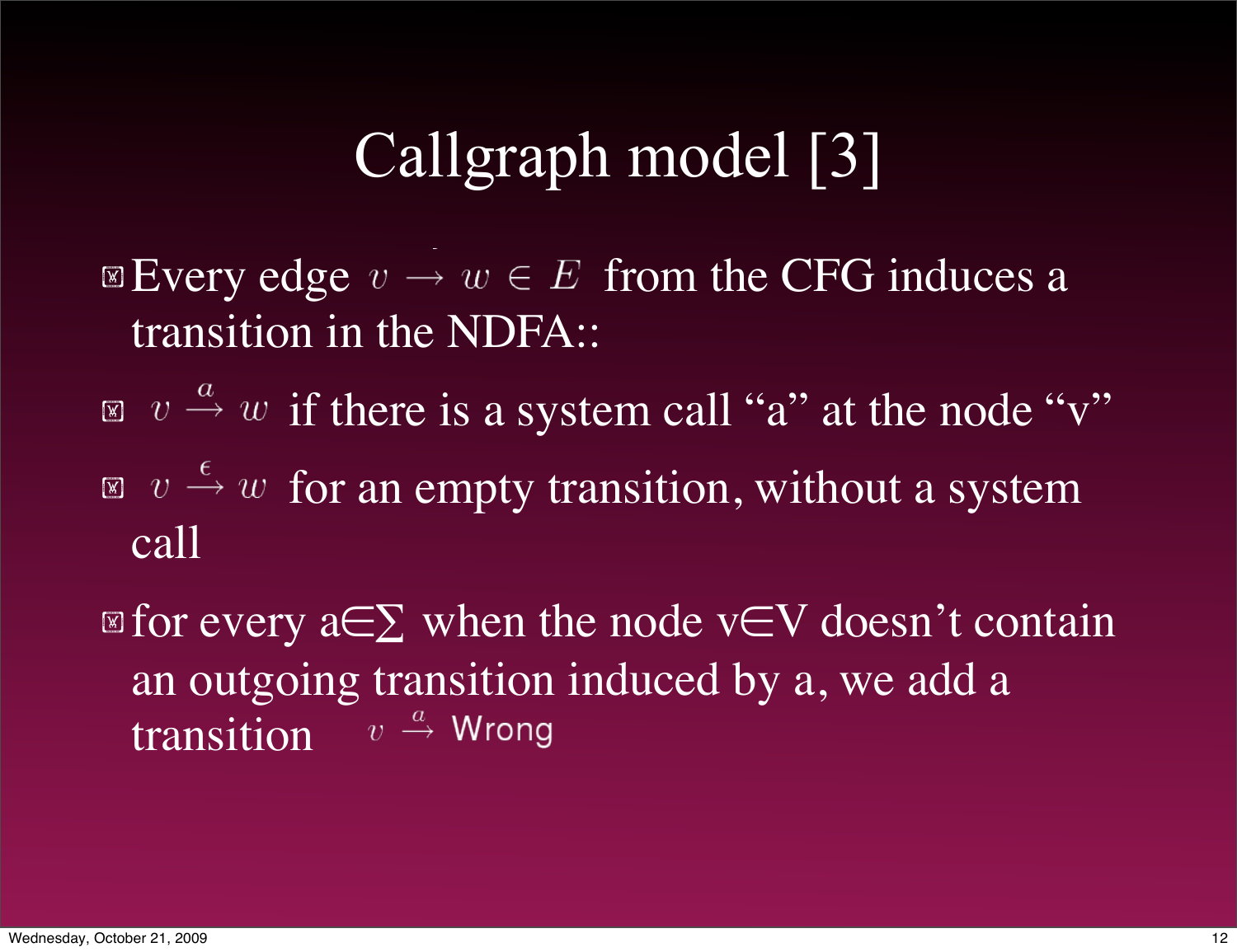# Callgraph model [3]

- Every edge $v \rightarrow w \in E$ from the CFG induces a transition in the NDFA::
- $v \xrightarrow{a} w$ if there is a system call “a” at the node “v”
- $v \xrightarrow{\epsilon} w$ for an empty transition, without a system call
- for every a∈∑ when the node v∈V doesn’t contain an outgoing transition induced by a, we add a transition $v \xrightarrow{a}$ Wrong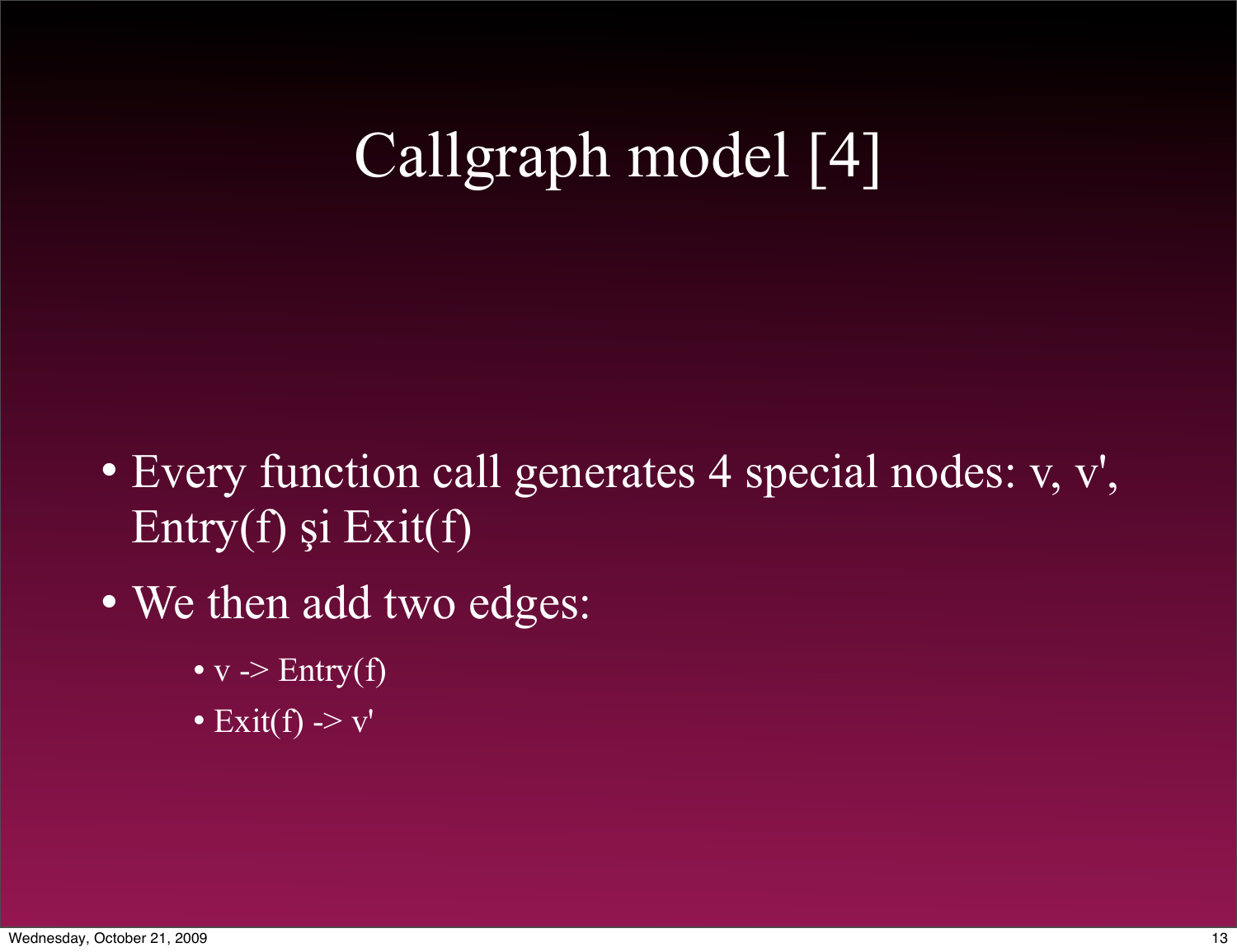# Callgraph model [4]

- Every function call generates 4 special nodes: v, v', Entry(f) şi Exit(f)
- We then add two edges:
  - v -> Entry(f)
  - Exit(f) -> v'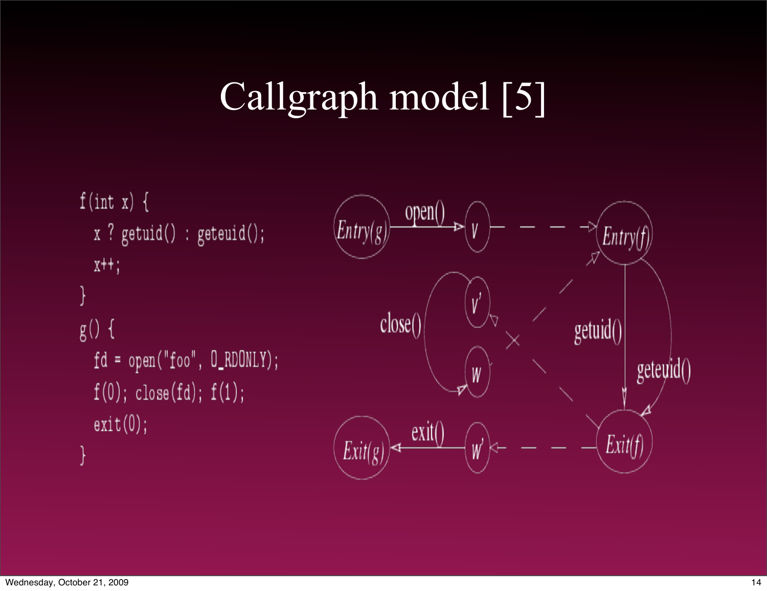# Callgraph model [5]

```
f(int x) {
  x ? getuid() : geteuid();
  x++;
}
g() {
  fd = open("foo", O_RDONLY);
  f(0); close(fd); f(1);
  exit(0);
}
```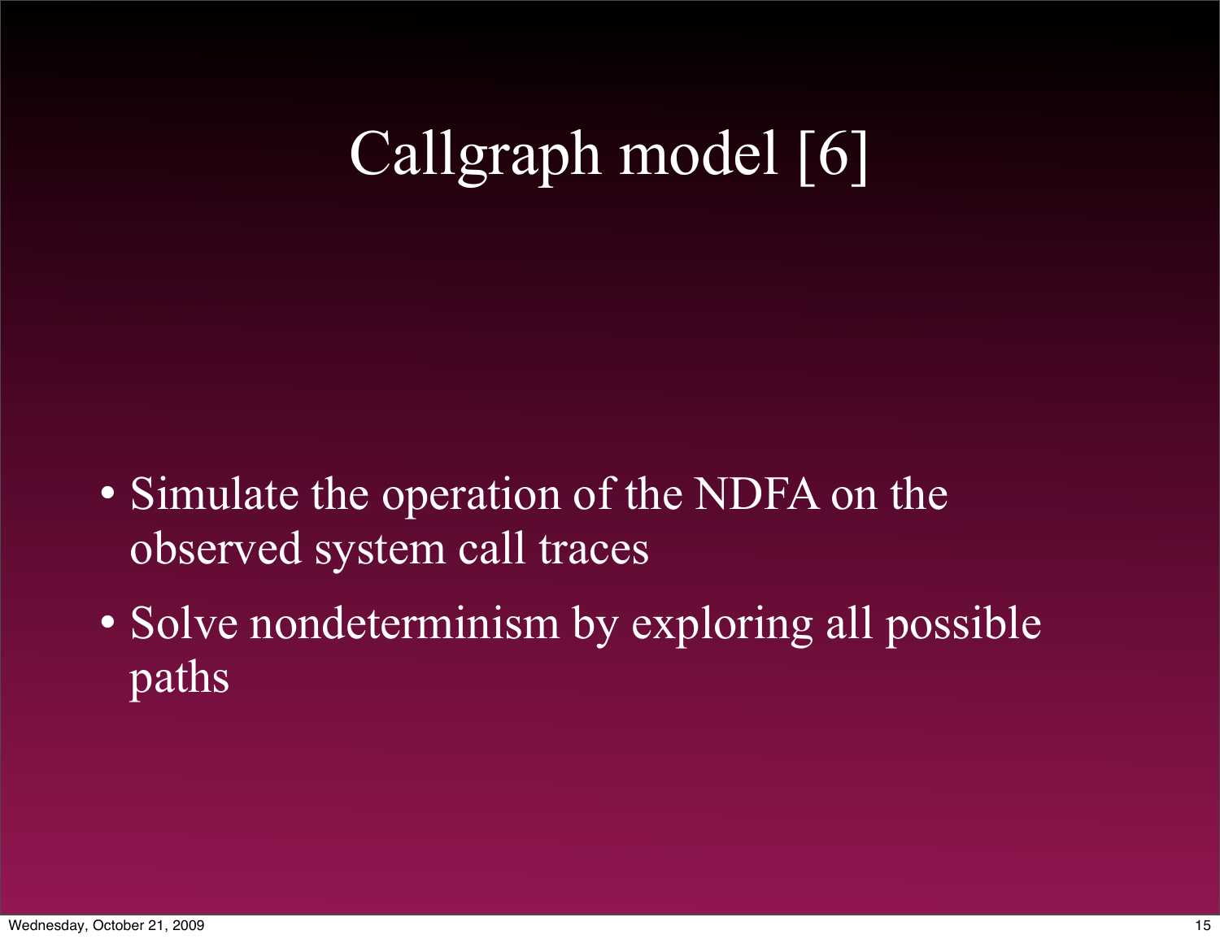# Callgraph model [6]

- Simulate the operation of the NDFA on the observed system call traces
- Solve nondeterminism by exploring all possible paths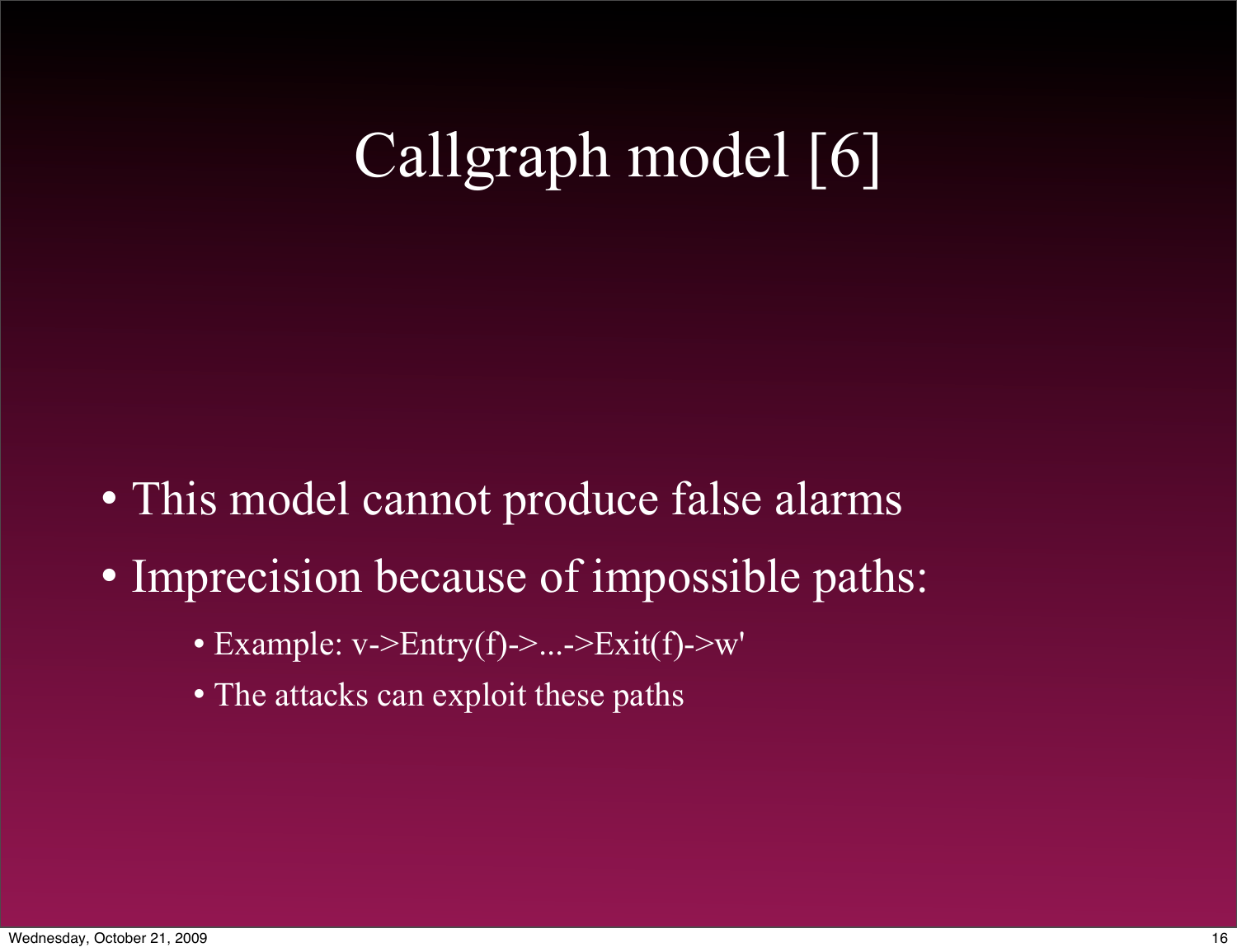# Callgraph model [6]

- This model cannot produce false alarms
- Imprecision because of impossible paths:
  - Example: v->Entry(f)->...->Exit(f)->w'
  - The attacks can exploit these paths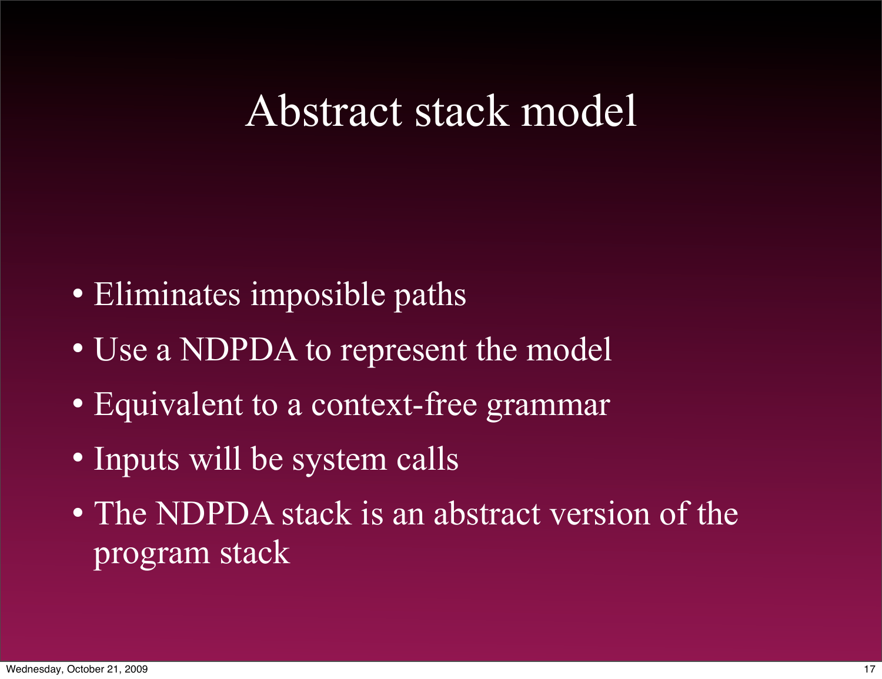# Abstract stack model

- Eliminates imposible paths
- Use a NDPDA to represent the model
- Equivalent to a context-free grammar
- Inputs will be system calls
- The NDPDA stack is an abstract version of the program stack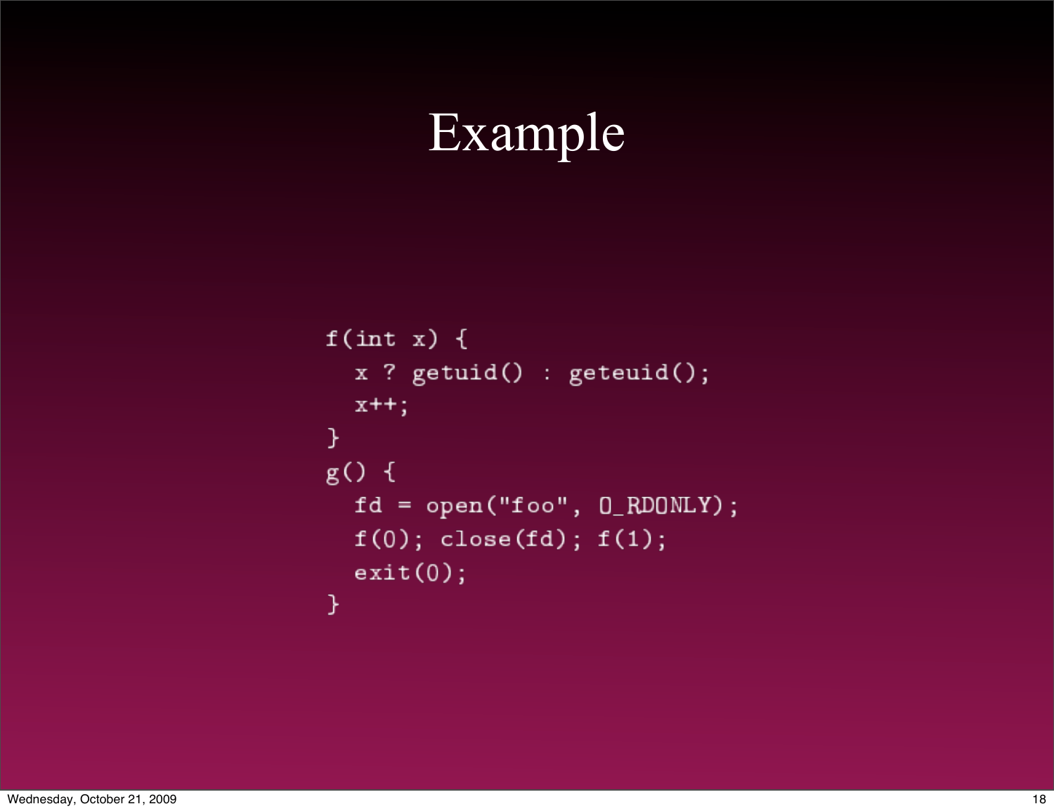# Example

```
f(int x) {
  x ? getuid() : geteuid();
  x++;
}
g() {
  fd = open("foo", O_RDONLY);
  f(0); close(fd); f(1);
  exit(0);
}
```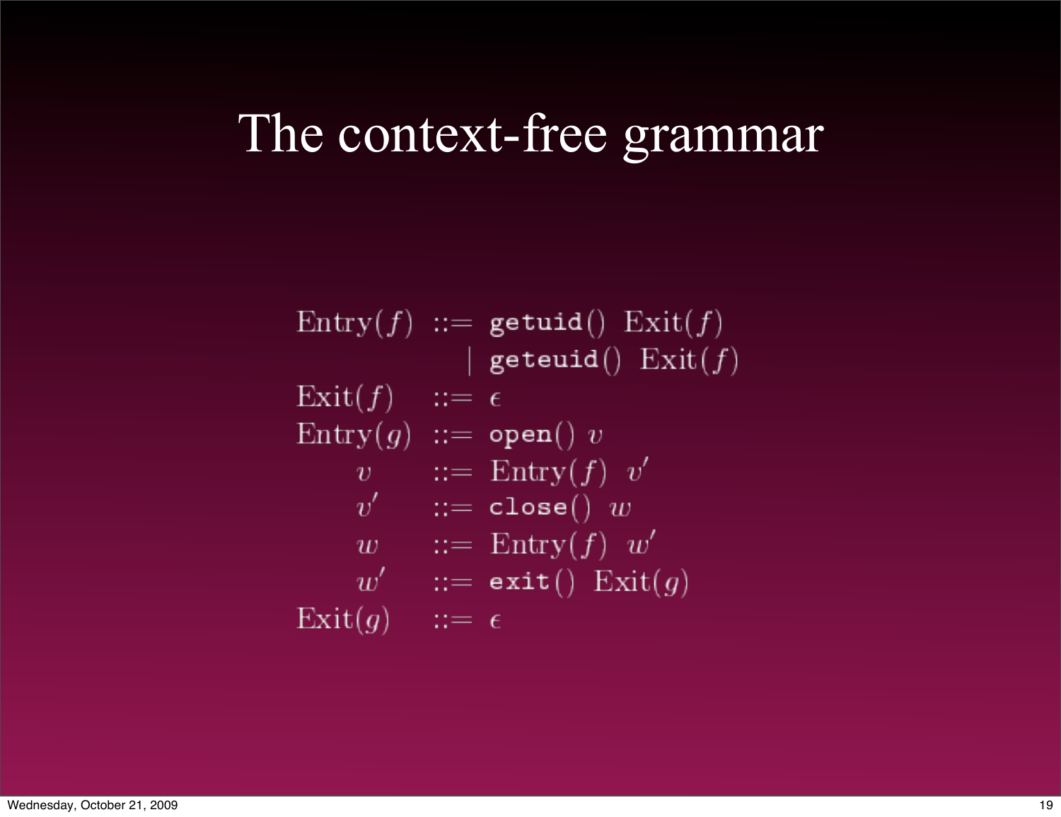# The context-free grammar

$$
\begin{array}{rcl}
\text{Entry}(f) & ::= & \texttt{getuid()}\ \text{Exit}(f) \\
 & | & \texttt{geteuid()}\ \text{Exit}(f) \\
\text{Exit}(f) & ::= & \epsilon \\
\text{Entry}(g) & ::= & \texttt{open()}\ v \\
v & ::= & \text{Entry}(f)\ v' \\
v' & ::= & \texttt{close()}\ w \\
w & ::= & \text{Entry}(f)\ w' \\
w' & ::= & \texttt{exit()}\ \text{Exit}(g) \\
\text{Exit}(g) & ::= & \epsilon
\end{array}
$$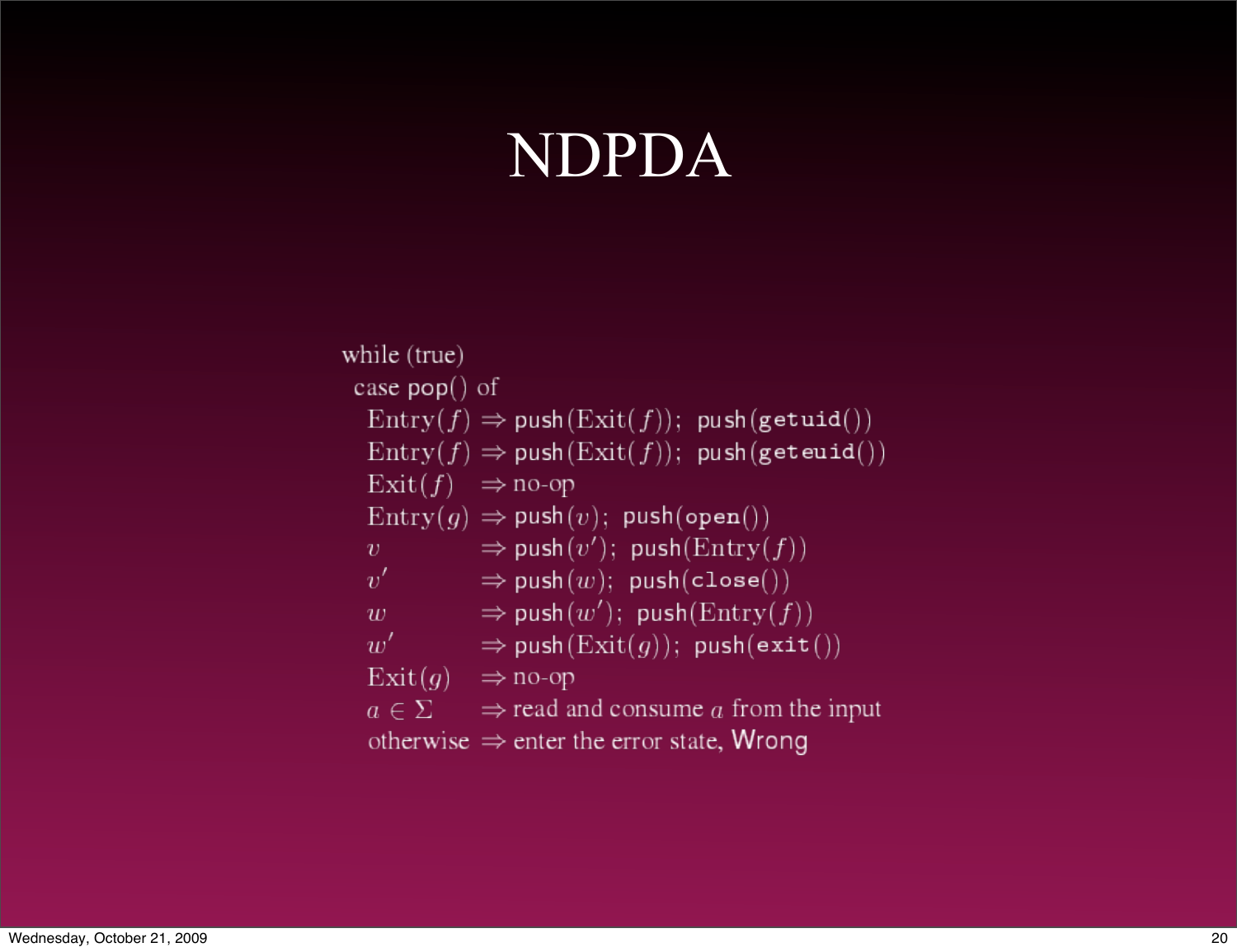# NDPDA

```
while (true)
 case pop() of
  Entry(f) ⇒ push(Exit(f)); push(getuid())
  Entry(f) ⇒ push(Exit(f)); push(geteuid())
  Exit(f)  ⇒ no-op
  Entry(g) ⇒ push(v); push(open())
  v        ⇒ push(v′); push(Entry(f))
  v′       ⇒ push(w); push(close())
  w        ⇒ push(w′); push(Entry(f))
  w′       ⇒ push(Exit(g)); push(exit())
  Exit(g)  ⇒ no-op
  a ∈ Σ    ⇒ read and consume a from the input
  otherwise ⇒ enter the error state, Wrong
```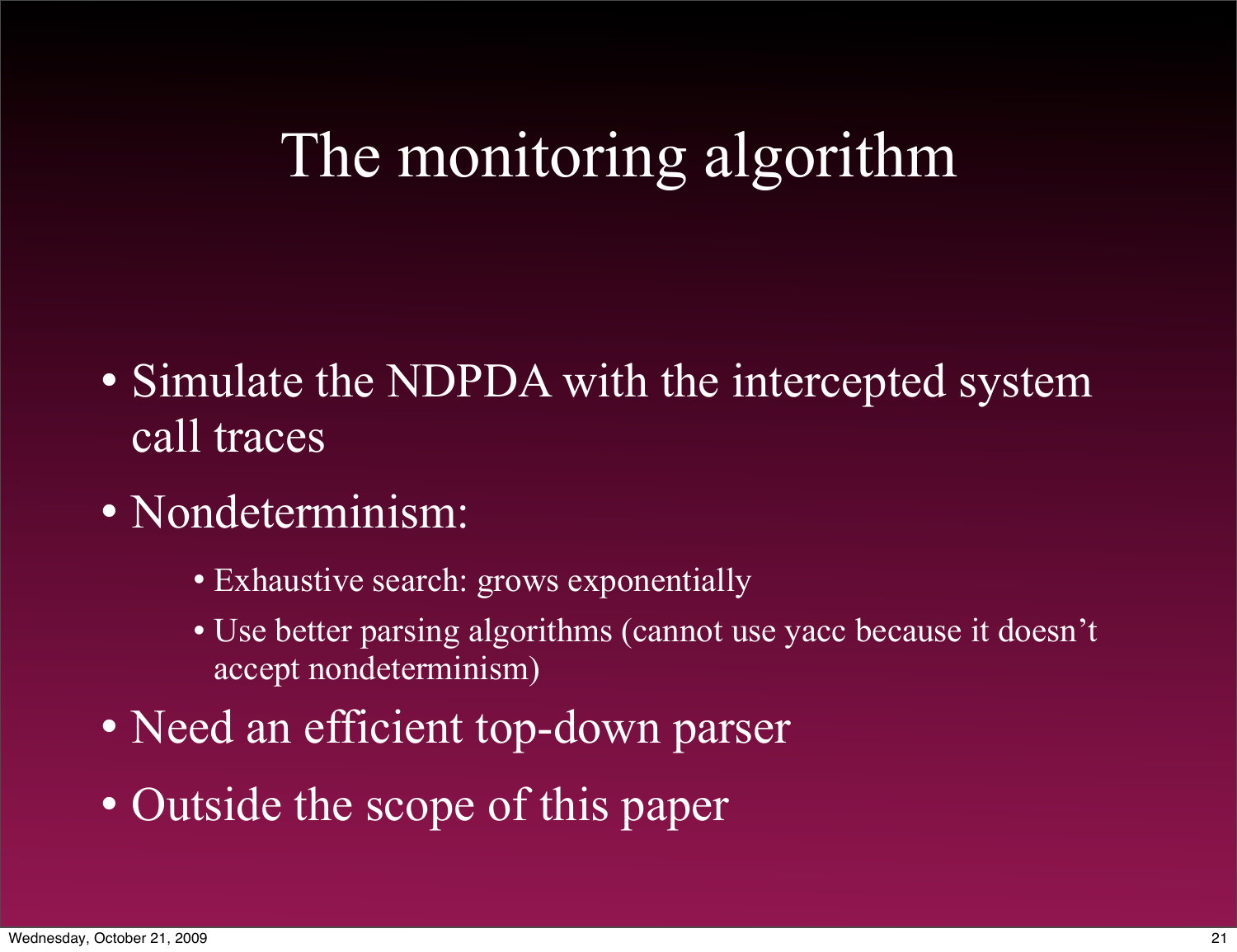# The monitoring algorithm

- Simulate the NDPDA with the intercepted system call traces
- Nondeterminism:
  - Exhaustive search: grows exponentially
  - Use better parsing algorithms (cannot use yacc because it doesn't accept nondeterminism)
- Need an efficient top-down parser
- Outside the scope of this paper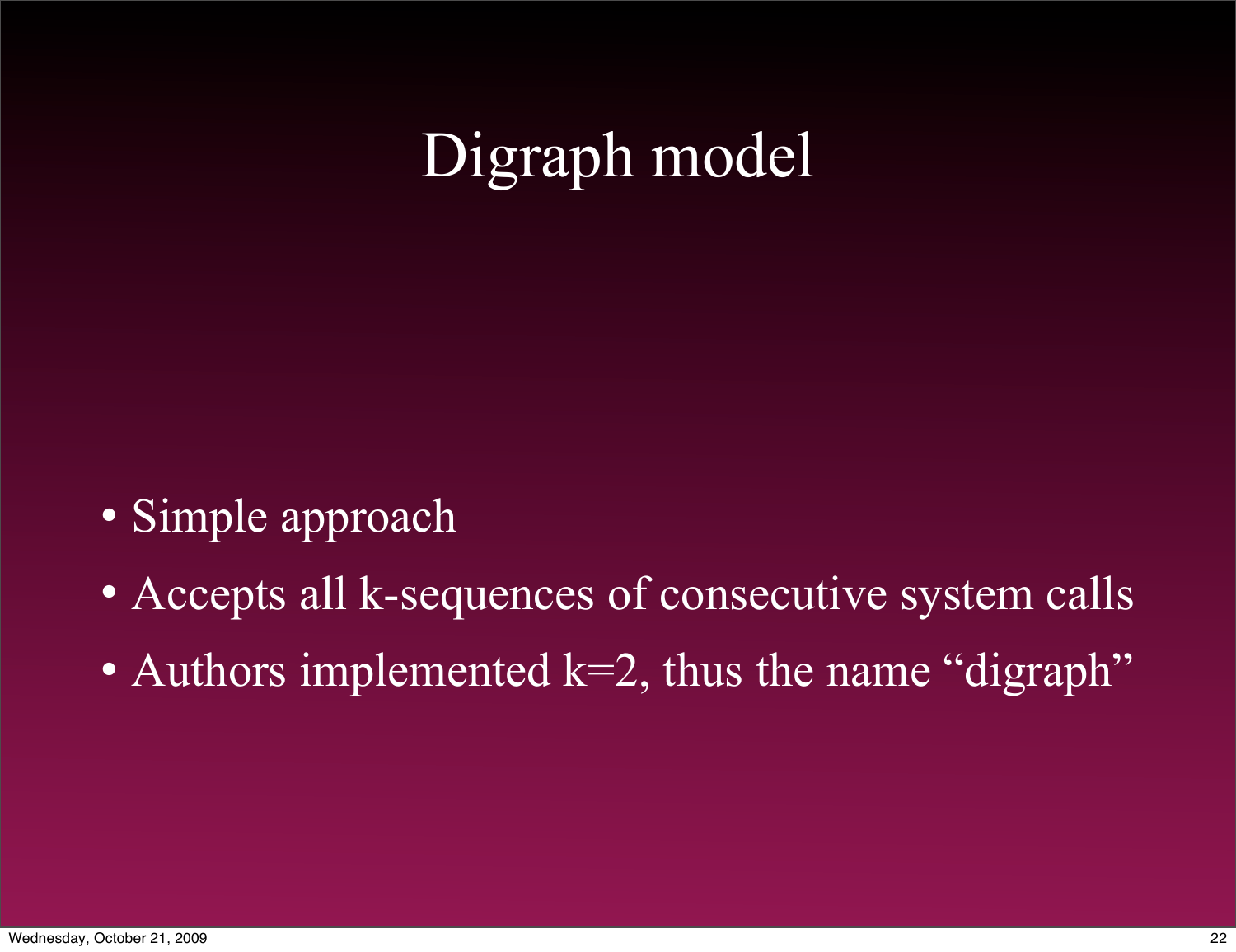# Digraph model

- Simple approach
- Accepts all k-sequences of consecutive system calls
- Authors implemented k=2, thus the name “digraph”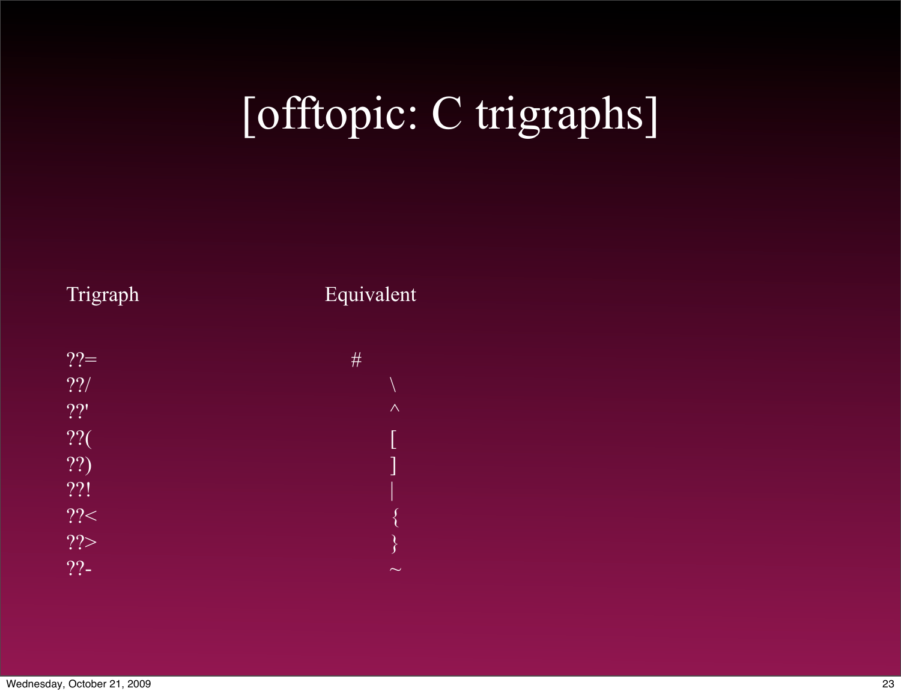# [offtopic: C trigraphs]

| Trigraph | Equivalent |
| --- | --- |
| ??= | # |
| ??/ | \ |
| ??' | ^ |
| ??( | [ |
| ??) | ] |
| ??! | \| |
| ??< | { |
| ??> | } |
| ??- | ~ |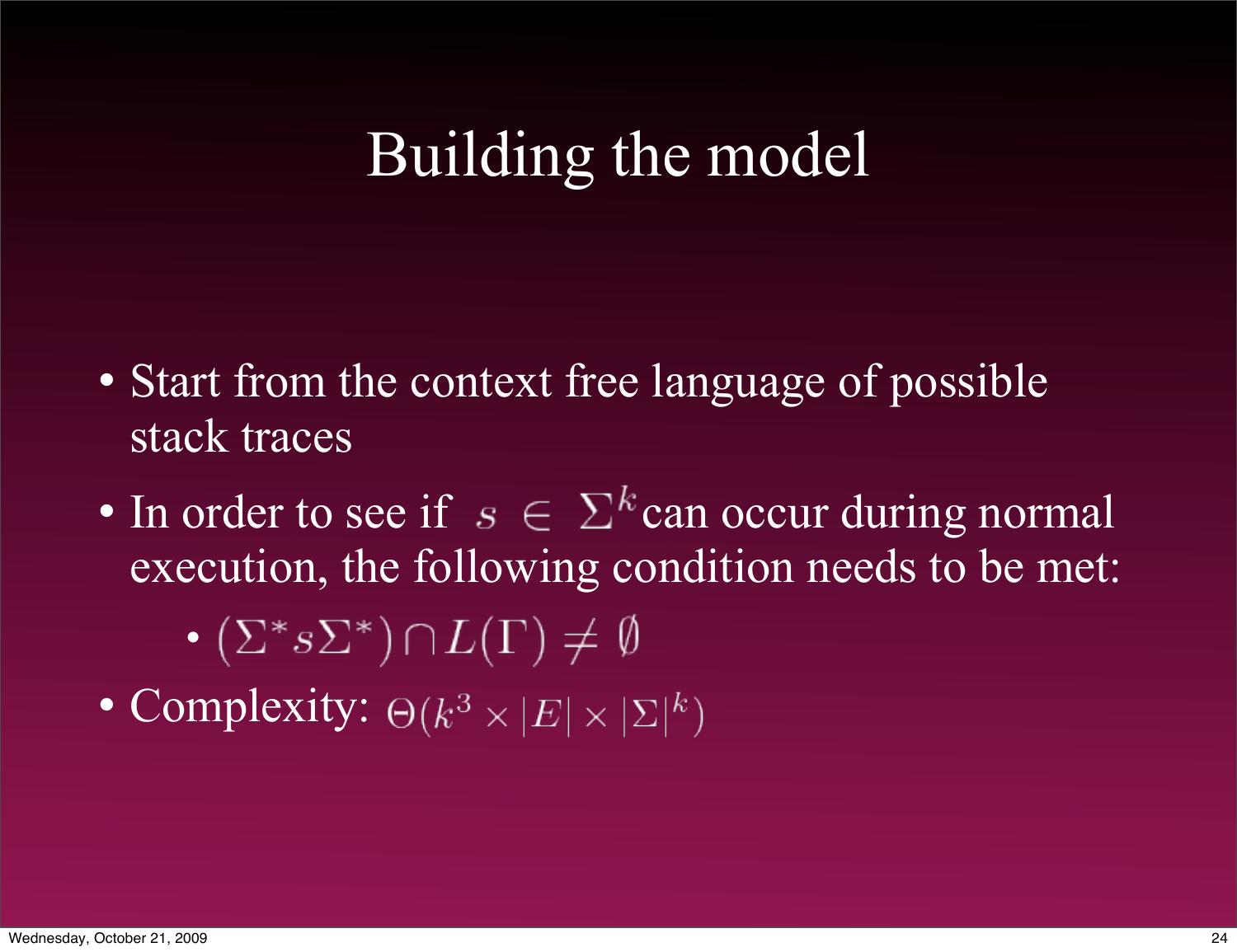# Building the model

- Start from the context free language of possible stack traces
- In order to see if $s \in \Sigma^k$ can occur during normal execution, the following condition needs to be met:
  - $(\Sigma^* s \Sigma^*) \cap L(\Gamma) \neq \emptyset$
- Complexity: $\Theta(k^3 \times |E| \times |\Sigma|^k)$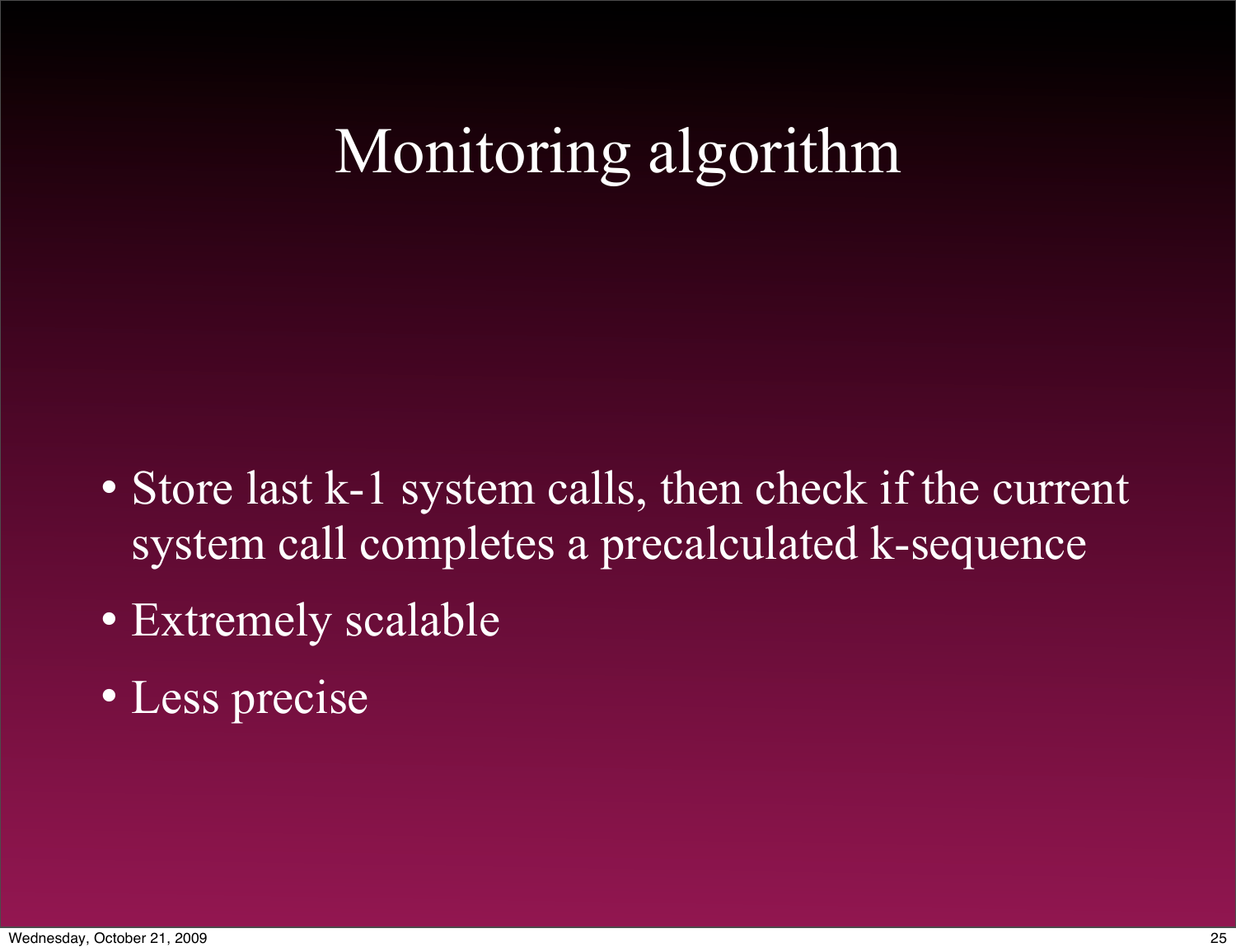# Monitoring algorithm

- Store last k-1 system calls, then check if the current system call completes a precalculated k-sequence
- Extremely scalable
- Less precise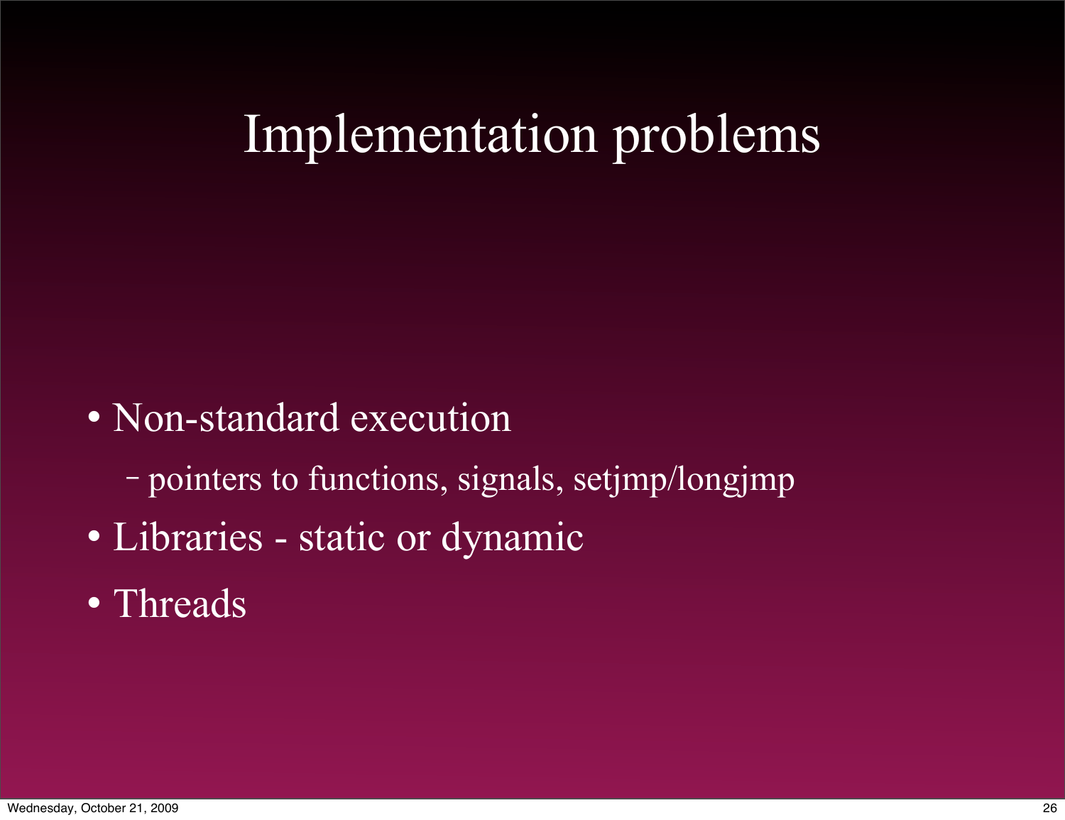# Implementation problems

- Non-standard execution
  - pointers to functions, signals, setjmp/longjmp
- Libraries - static or dynamic
- Threads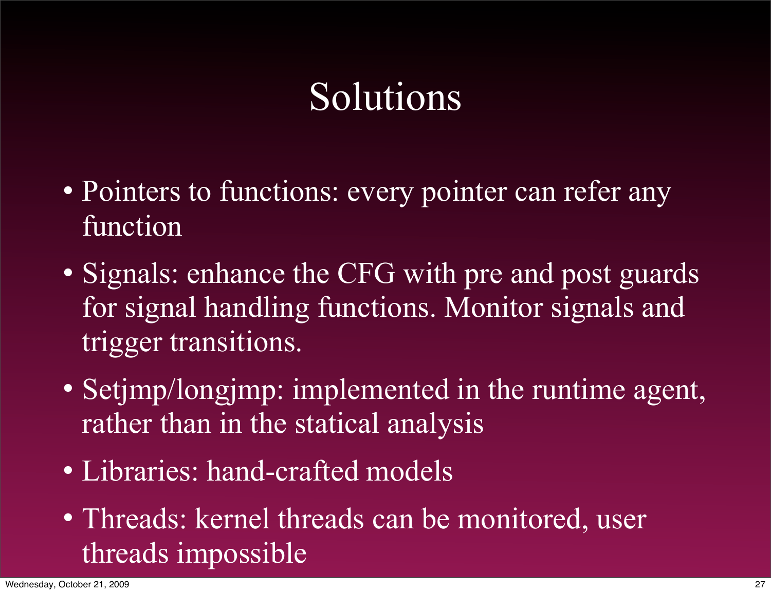# Solutions

- Pointers to functions: every pointer can refer any function
- Signals: enhance the CFG with pre and post guards for signal handling functions. Monitor signals and trigger transitions.
- Setjmp/longjmp: implemented in the runtime agent, rather than in the statical analysis
- Libraries: hand-crafted models
- Threads: kernel threads can be monitored, user threads impossible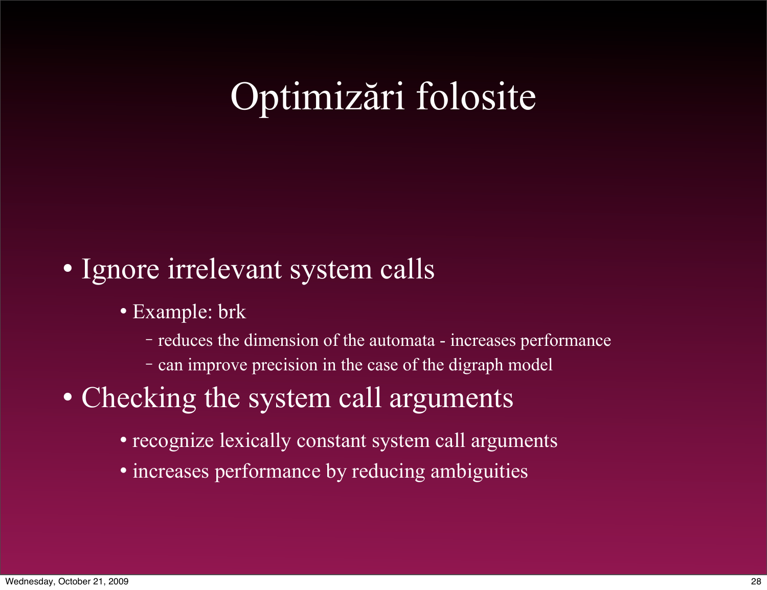# Optimizări folosite

- Ignore irrelevant system calls
  - Example: brk
    - reduces the dimension of the automata - increases performance
    - can improve precision in the case of the digraph model
- Checking the system call arguments
  - recognize lexically constant system call arguments
  - increases performance by reducing ambiguities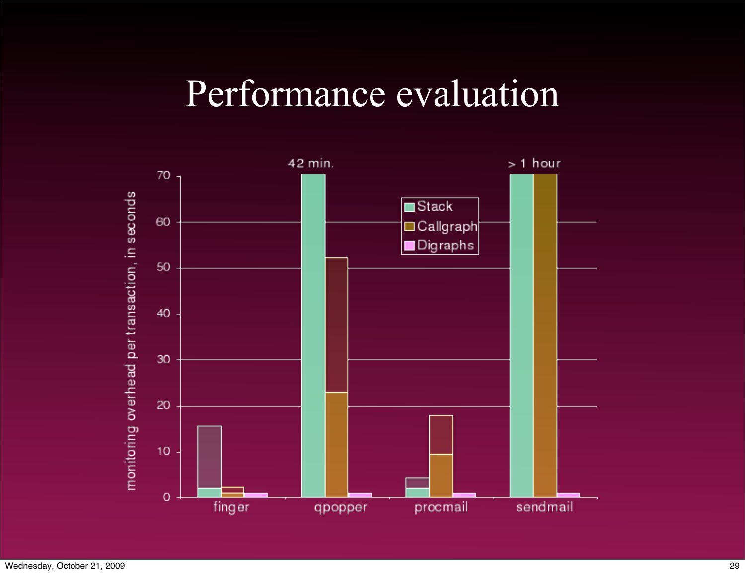# Performance evaluation

42 min.

> 1 hour

monitoring overhead per transaction, in seconds

70
60
50
40
30
20
10
0

Stack
Callgraph
Digraphs

finger qpopper procmail sendmail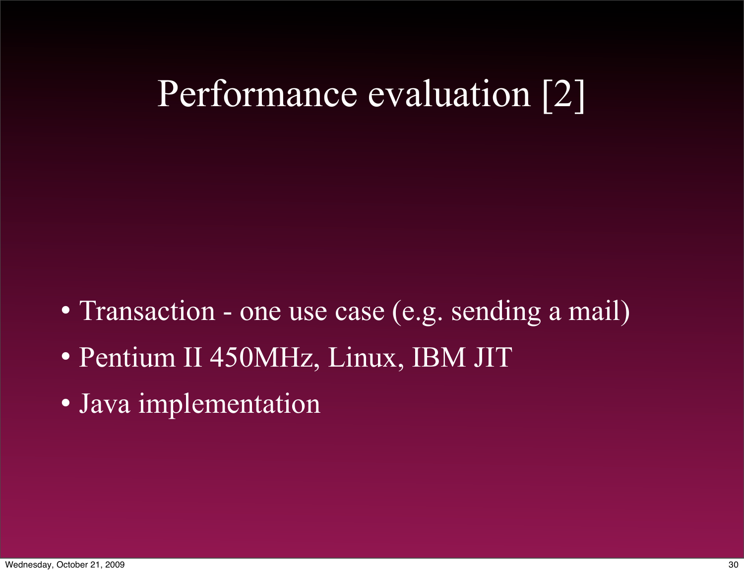# Performance evaluation [2]

- Transaction - one use case (e.g. sending a mail)
- Pentium II 450MHz, Linux, IBM JIT
- Java implementation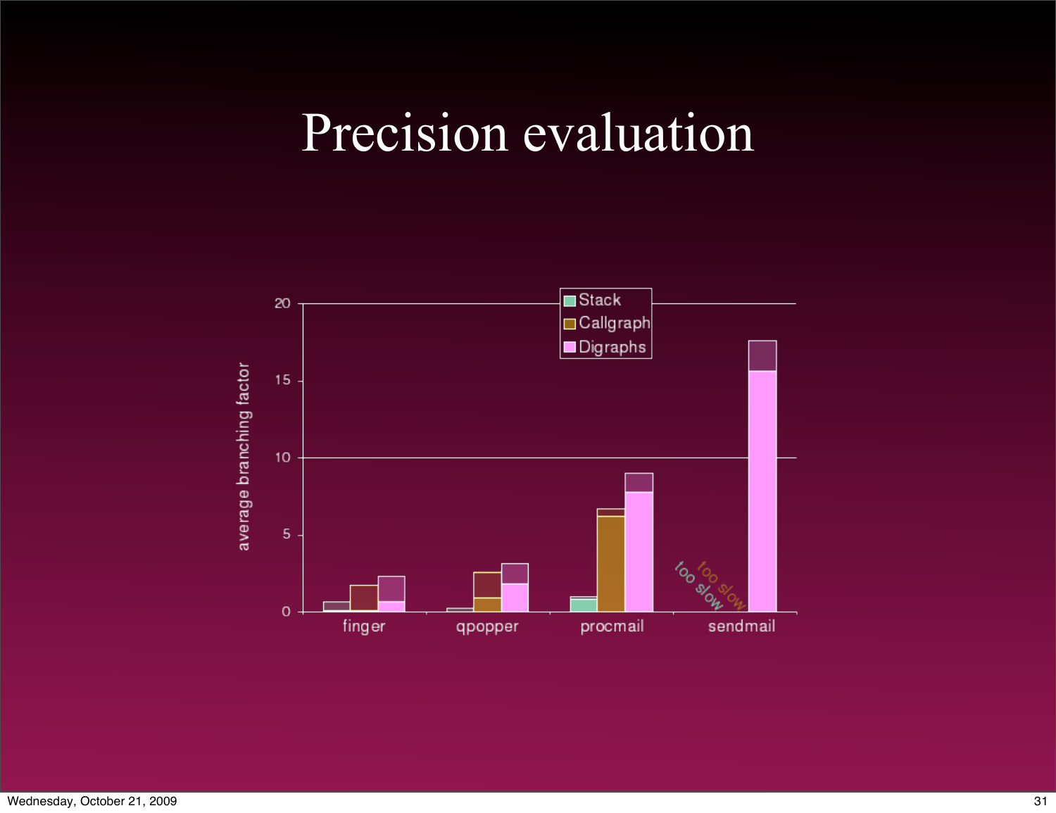# Precision evaluation

average branching factor

| | finger | qpopper | procmail | sendmail |
|---|---|---|---|---|
| Stack | | | | too slow |
| Callgraph | | | | too slow |
| Digraphs | | | | |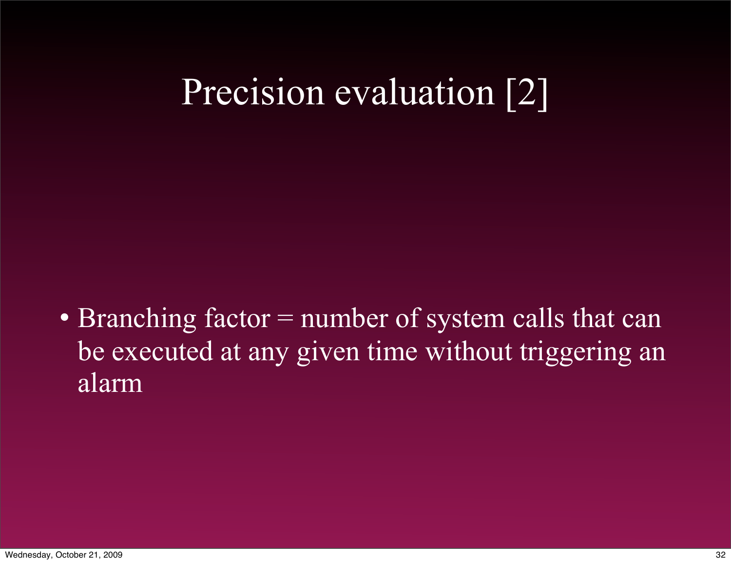# Precision evaluation [2]

- Branching factor = number of system calls that can be executed at any given time without triggering an alarm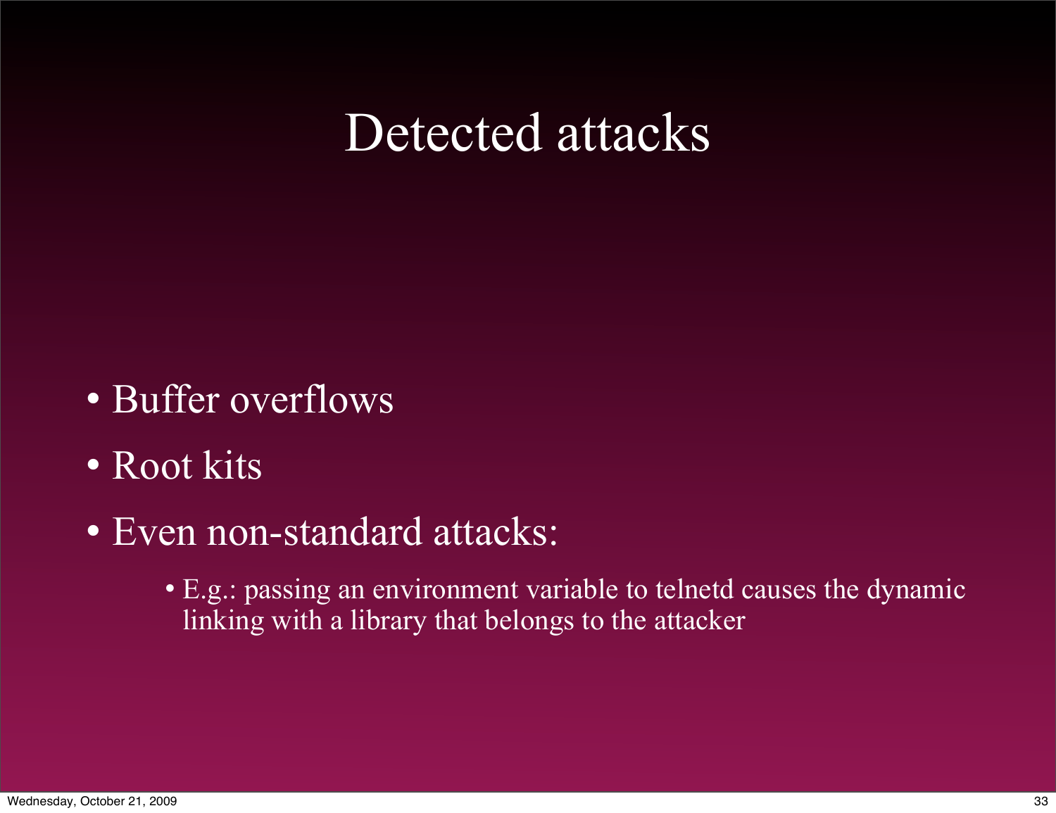# Detected attacks

- Buffer overflows
- Root kits
- Even non-standard attacks:
  - E.g.: passing an environment variable to telnetd causes the dynamic linking with a library that belongs to the attacker